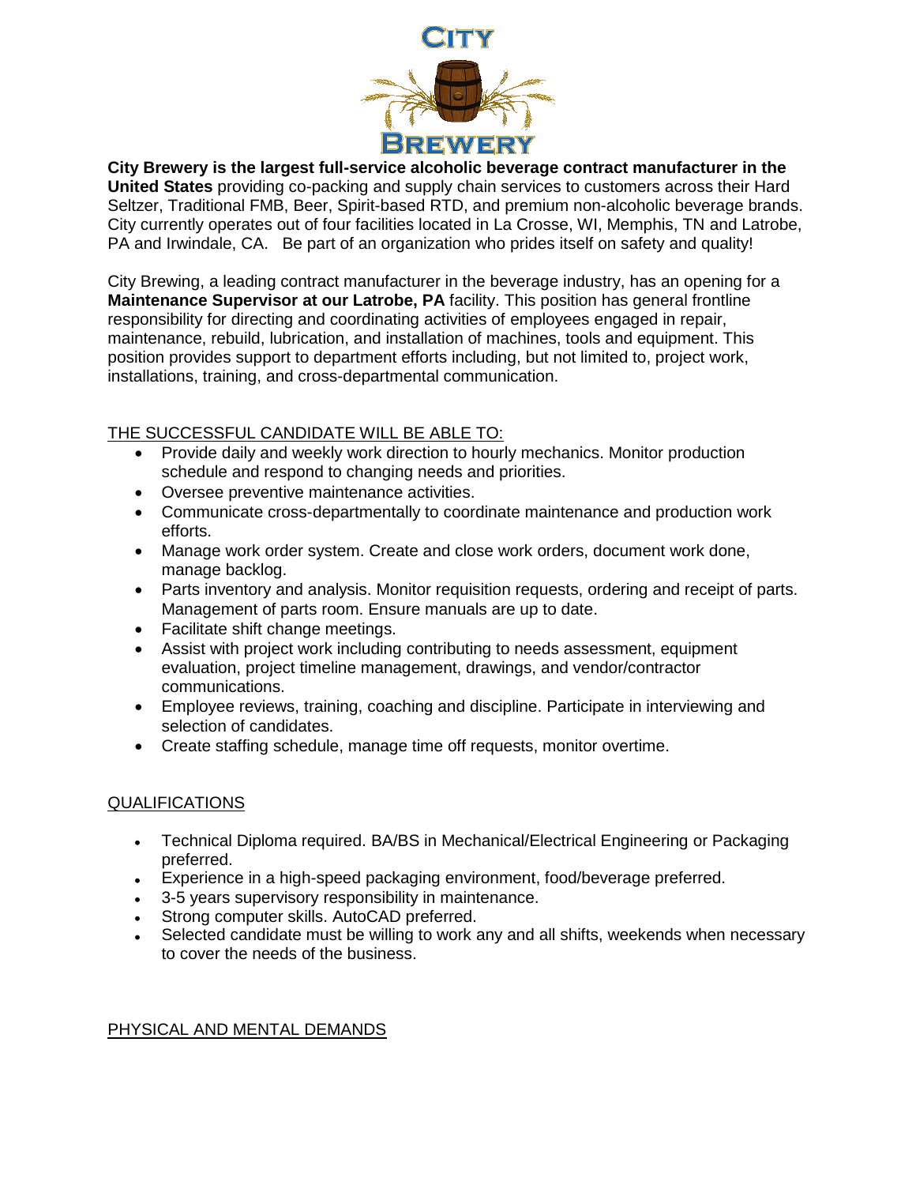City Brewery is the largest full-service alcoholic beverage contract manufacturer in the United States

**City Brewery is the largest full-service alcoholic beverage contract manufacturer in the United States** providing co-packing and supply chain services to customers across their Hard Seltzer, Traditional FMB, Beer, Spirit-based RTD, and premium non-alcoholic beverage brands. City currently operates out of four facilities located in La Crosse, WI, Memphis, TN and Latrobe, PA and Irwindale, CA.   Be part of an organization who prides itself on safety and quality!

City Brewing, a leading contract manufacturer in the beverage industry, has an opening for a **Maintenance Supervisor at our Latrobe, PA** facility. This position has general frontline responsibility for directing and coordinating activities of employees engaged in repair, maintenance, rebuild, lubrication, and installation of machines, tools and equipment. This position provides support to department efforts including, but not limited to, project work, installations, training, and cross-departmental communication.

## THE SUCCESSFUL CANDIDATE WILL BE ABLE TO:

- Provide daily and weekly work direction to hourly mechanics. Monitor production schedule and respond to changing needs and priorities.
- Oversee preventive maintenance activities.
- Communicate cross-departmentally to coordinate maintenance and production work efforts.
- Manage work order system. Create and close work orders, document work done, manage backlog.
- Parts inventory and analysis. Monitor requisition requests, ordering and receipt of parts. Management of parts room. Ensure manuals are up to date.
- Facilitate shift change meetings.
- Assist with project work including contributing to needs assessment, equipment evaluation, project timeline management, drawings, and vendor/contractor communications.
- Employee reviews, training, coaching and discipline. Participate in interviewing and selection of candidates.
- Create staffing schedule, manage time off requests, monitor overtime.

## QUALIFICATIONS

- Technical Diploma required. BA/BS in Mechanical/Electrical Engineering or Packaging preferred.
- Experience in a high-speed packaging environment, food/beverage preferred.
- 3-5 years supervisory responsibility in maintenance.
- Strong computer skills. AutoCAD preferred.
- Selected candidate must be willing to work any and all shifts, weekends when necessary to cover the needs of the business.

## PHYSICAL AND MENTAL DEMANDS

# CITY BREWERY

**City Brewery is the largest full-service alcoholic beverage contract manufacturer in the United States** providing co-packing and supply chain services to customers across their Hard Seltzer, Traditional FMB, Beer, Spirit-based RTD, and premium non-alcoholic beverage brands. City currently operates out of four facilities located in La Crosse, WI, Memphis, TN and Latrobe, PA and Irwindale, CA.   Be part of an organization who prides itself on safety and quality!

City Brewing, a leading contract manufacturer in the beverage industry, has an opening for a **Maintenance Supervisor at our Latrobe, PA** facility. This position has general frontline responsibility for directing and coordinating activities of employees engaged in repair, maintenance, rebuild, lubrication, and installation of machines, tools and equipment. This position provides support to department efforts including, but not limited to, project work, installations, training, and cross-departmental communication.

## THE SUCCESSFUL CANDIDATE WILL BE ABLE TO:

- Provide daily and weekly work direction to hourly mechanics. Monitor production schedule and respond to changing needs and priorities.
- Oversee preventive maintenance activities.
- Communicate cross-departmentally to coordinate maintenance and production work efforts.
- Manage work order system. Create and close work orders, document work done, manage backlog.
- Parts inventory and analysis. Monitor requisition requests, ordering and receipt of parts. Management of parts room. Ensure manuals are up to date.
- Facilitate shift change meetings.
- Assist with project work including contributing to needs assessment, equipment evaluation, project timeline management, drawings, and vendor/contractor communications.
- Employee reviews, training, coaching and discipline. Participate in interviewing and selection of candidates.
- Create staffing schedule, manage time off requests, monitor overtime.

## QUALIFICATIONS

- Technical Diploma required. BA/BS in Mechanical/Electrical Engineering or Packaging preferred.
- Experience in a high-speed packaging environment, food/beverage preferred.
- 3-5 years supervisory responsibility in maintenance.
- Strong computer skills. AutoCAD preferred.
- Selected candidate must be willing to work any and all shifts, weekends when necessary to cover the needs of the business.

## PHYSICAL AND MENTAL DEMANDS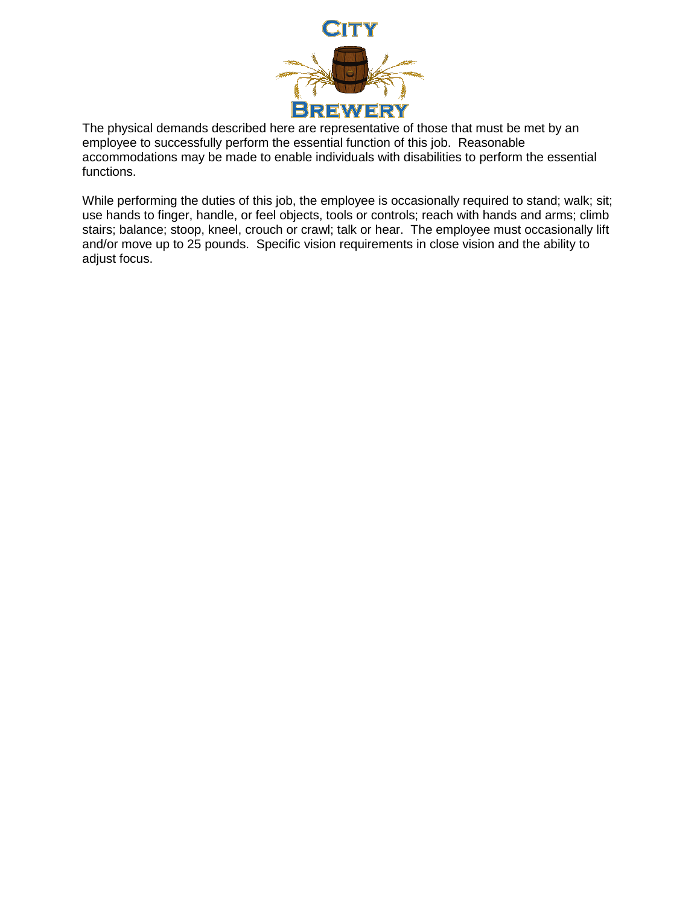The physical demands described here are representative of those that must be met by an employee to successfully perform the essential function of this job. Reasonable accommodations may be made to enable individuals with disabilities to perform the essential functions.

While performing the duties of this job, the employee is occasionally required to stand; walk; sit; use hands to finger, handle, or feel objects, tools or controls; reach with hands and arms; climb stairs; balance; stoop, kneel, crouch or crawl; talk or hear. The employee must occasionally lift and/or move up to 25 pounds. Specific vision requirements in close vision and the ability to adjust focus.